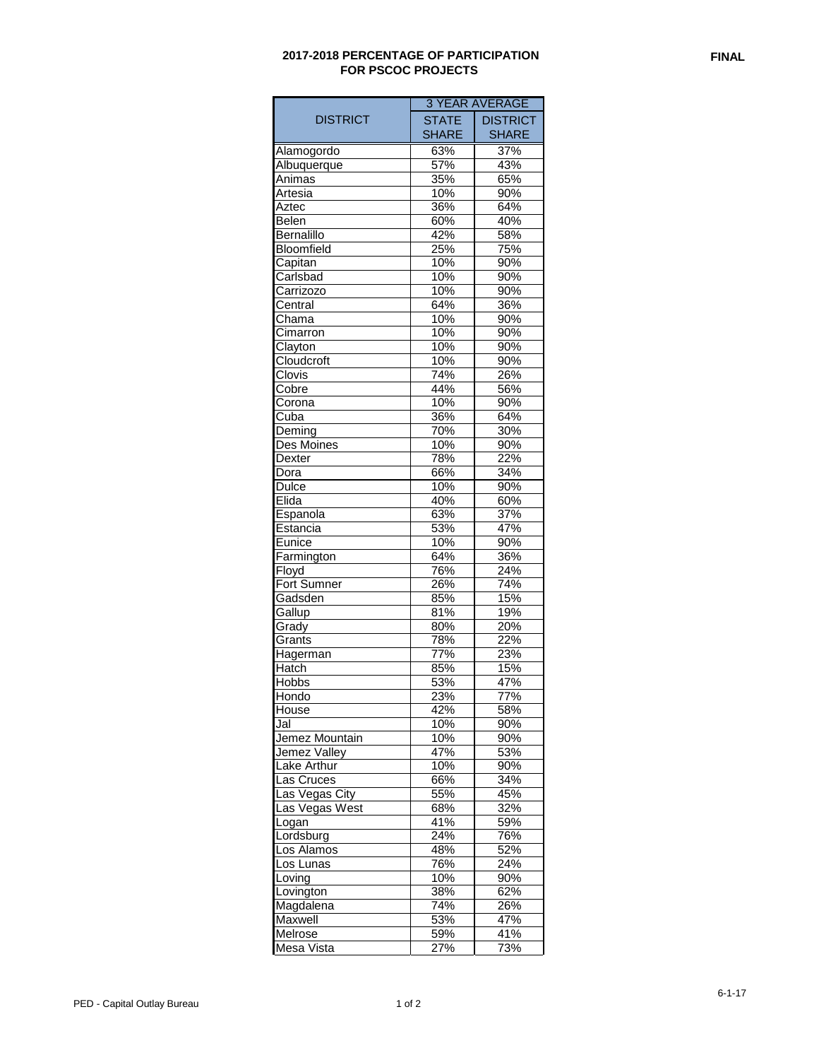# 2017-2018 PERCENTAGE OF PARTICIPATION FOR PSCOC PROJECTS

**FINAL**

| DISTRICT | 3 YEAR AVERAGE | |
|---|---|---|
| | STATE SHARE | DISTRICT SHARE |
| Alamogordo | 63% | 37% |
| Albuquerque | 57% | 43% |
| Animas | 35% | 65% |
| Artesia | 10% | 90% |
| Aztec | 36% | 64% |
| Belen | 60% | 40% |
| Bernalillo | 42% | 58% |
| Bloomfield | 25% | 75% |
| Capitan | 10% | 90% |
| Carlsbad | 10% | 90% |
| Carrizozo | 10% | 90% |
| Central | 64% | 36% |
| Chama | 10% | 90% |
| Cimarron | 10% | 90% |
| Clayton | 10% | 90% |
| Cloudcroft | 10% | 90% |
| Clovis | 74% | 26% |
| Cobre | 44% | 56% |
| Corona | 10% | 90% |
| Cuba | 36% | 64% |
| Deming | 70% | 30% |
| Des Moines | 10% | 90% |
| Dexter | 78% | 22% |
| Dora | 66% | 34% |
| Dulce | 10% | 90% |
| Elida | 40% | 60% |
| Espanola | 63% | 37% |
| Estancia | 53% | 47% |
| Eunice | 10% | 90% |
| Farmington | 64% | 36% |
| Floyd | 76% | 24% |
| Fort Sumner | 26% | 74% |
| Gadsden | 85% | 15% |
| Gallup | 81% | 19% |
| Grady | 80% | 20% |
| Grants | 78% | 22% |
| Hagerman | 77% | 23% |
| Hatch | 85% | 15% |
| Hobbs | 53% | 47% |
| Hondo | 23% | 77% |
| House | 42% | 58% |
| Jal | 10% | 90% |
| Jemez Mountain | 10% | 90% |
| Jemez Valley | 47% | 53% |
| Lake Arthur | 10% | 90% |
| Las Cruces | 66% | 34% |
| Las Vegas City | 55% | 45% |
| Las Vegas West | 68% | 32% |
| Logan | 41% | 59% |
| Lordsburg | 24% | 76% |
| Los Alamos | 48% | 52% |
| Los Lunas | 76% | 24% |
| Loving | 10% | 90% |
| Lovington | 38% | 62% |
| Magdalena | 74% | 26% |
| Maxwell | 53% | 47% |
| Melrose | 59% | 41% |
| Mesa Vista | 27% | 73% |

PED - Capital Outlay Bureau

6-1-17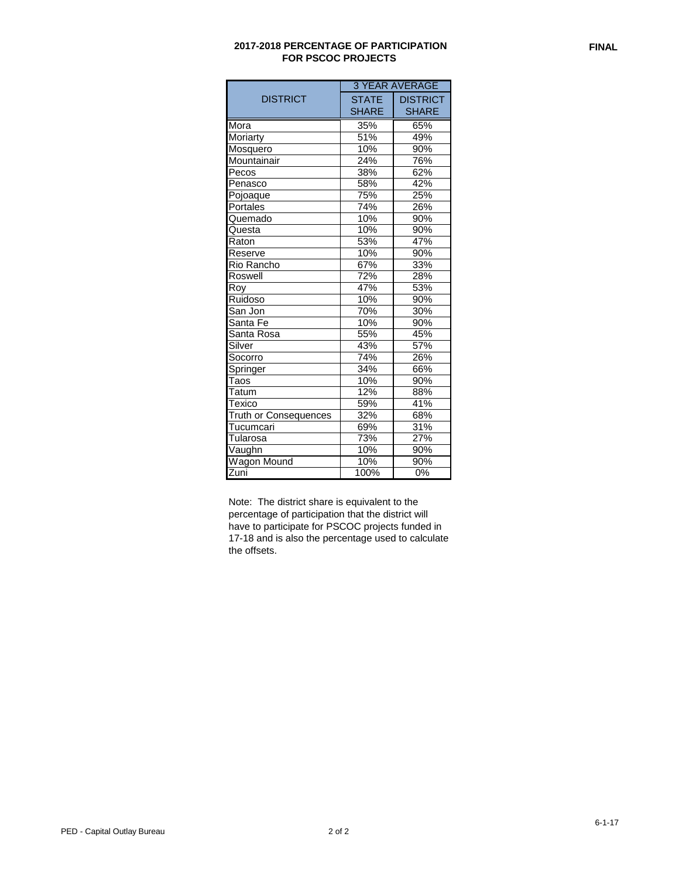**FINAL**

## 2017-2018 PERCENTAGE OF PARTICIPATION FOR PSCOC PROJECTS

| DISTRICT | 3 YEAR AVERAGE | |
|---|---|---|
| | STATE SHARE | DISTRICT SHARE |
| Mora | 35% | 65% |
| Moriarty | 51% | 49% |
| Mosquero | 10% | 90% |
| Mountainair | 24% | 76% |
| Pecos | 38% | 62% |
| Penasco | 58% | 42% |
| Pojoaque | 75% | 25% |
| Portales | 74% | 26% |
| Quemado | 10% | 90% |
| Questa | 10% | 90% |
| Raton | 53% | 47% |
| Reserve | 10% | 90% |
| Rio Rancho | 67% | 33% |
| Roswell | 72% | 28% |
| Roy | 47% | 53% |
| Ruidoso | 10% | 90% |
| San Jon | 70% | 30% |
| Santa Fe | 10% | 90% |
| Santa Rosa | 55% | 45% |
| Silver | 43% | 57% |
| Socorro | 74% | 26% |
| Springer | 34% | 66% |
| Taos | 10% | 90% |
| Tatum | 12% | 88% |
| Texico | 59% | 41% |
| Truth or Consequences | 32% | 68% |
| Tucumcari | 69% | 31% |
| Tularosa | 73% | 27% |
| Vaughn | 10% | 90% |
| Wagon Mound | 10% | 90% |
| Zuni | 100% | 0% |

Note: The district share is equivalent to the percentage of participation that the district will have to participate for PSCOC projects funded in 17-18 and is also the percentage used to calculate the offsets.

PED - Capital Outlay Bureau

6-1-17